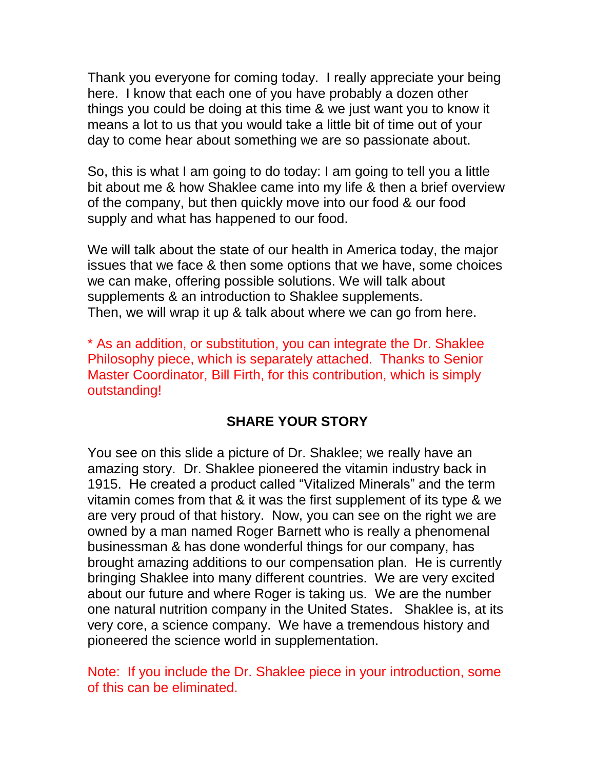Thank you everyone for coming today. I really appreciate your being here. I know that each one of you have probably a dozen other things you could be doing at this time & we just want you to know it means a lot to us that you would take a little bit of time out of your day to come hear about something we are so passionate about.

So, this is what I am going to do today: I am going to tell you a little bit about me & how Shaklee came into my life & then a brief overview of the company, but then quickly move into our food & our food supply and what has happened to our food.

We will talk about the state of our health in America today, the major issues that we face & then some options that we have, some choices we can make, offering possible solutions. We will talk about supplements & an introduction to Shaklee supplements.
Then, we will wrap it up & talk about where we can go from here.

* As an addition, or substitution, you can integrate the Dr. Shaklee Philosophy piece, which is separately attached. Thanks to Senior Master Coordinator, Bill Firth, for this contribution, which is simply outstanding!

## SHARE YOUR STORY

You see on this slide a picture of Dr. Shaklee; we really have an amazing story. Dr. Shaklee pioneered the vitamin industry back in 1915. He created a product called "Vitalized Minerals" and the term vitamin comes from that & it was the first supplement of its type & we are very proud of that history. Now, you can see on the right we are owned by a man named Roger Barnett who is really a phenomenal businessman & has done wonderful things for our company, has brought amazing additions to our compensation plan. He is currently bringing Shaklee into many different countries. We are very excited about our future and where Roger is taking us. We are the number one natural nutrition company in the United States. Shaklee is, at its very core, a science company. We have a tremendous history and pioneered the science world in supplementation.

Note: If you include the Dr. Shaklee piece in your introduction, some of this can be eliminated.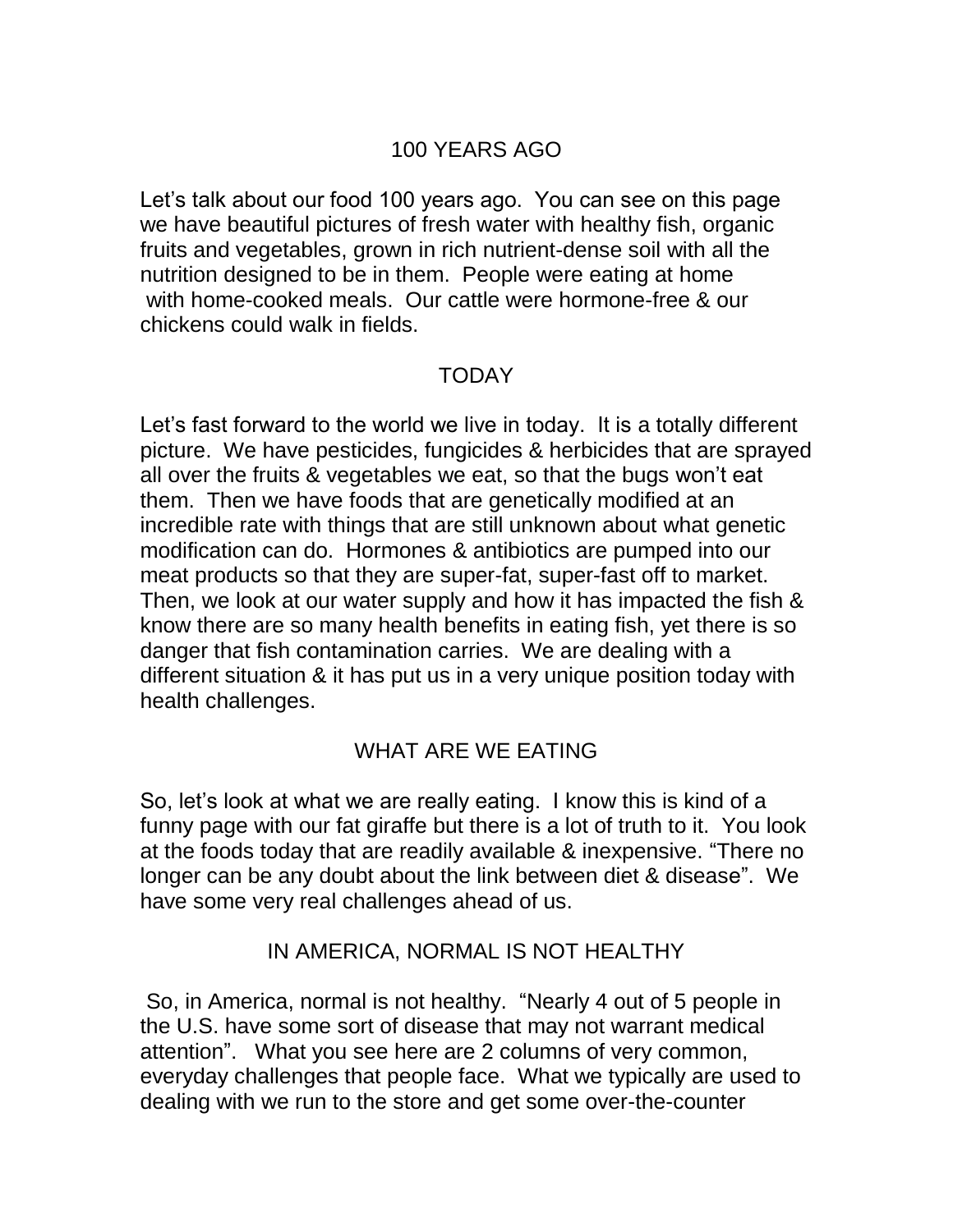## 100 YEARS AGO

Let's talk about our food 100 years ago. You can see on this page we have beautiful pictures of fresh water with healthy fish, organic fruits and vegetables, grown in rich nutrient-dense soil with all the nutrition designed to be in them. People were eating at home with home-cooked meals. Our cattle were hormone-free & our chickens could walk in fields.

## TODAY

Let's fast forward to the world we live in today. It is a totally different picture. We have pesticides, fungicides & herbicides that are sprayed all over the fruits & vegetables we eat, so that the bugs won't eat them. Then we have foods that are genetically modified at an incredible rate with things that are still unknown about what genetic modification can do. Hormones & antibiotics are pumped into our meat products so that they are super-fat, super-fast off to market. Then, we look at our water supply and how it has impacted the fish & know there are so many health benefits in eating fish, yet there is so danger that fish contamination carries. We are dealing with a different situation & it has put us in a very unique position today with health challenges.

## WHAT ARE WE EATING

So, let's look at what we are really eating. I know this is kind of a funny page with our fat giraffe but there is a lot of truth to it. You look at the foods today that are readily available & inexpensive. "There no longer can be any doubt about the link between diet & disease". We have some very real challenges ahead of us.

## IN AMERICA, NORMAL IS NOT HEALTHY

So, in America, normal is not healthy. "Nearly 4 out of 5 people in the U.S. have some sort of disease that may not warrant medical attention". What you see here are 2 columns of very common, everyday challenges that people face. What we typically are used to dealing with we run to the store and get some over-the-counter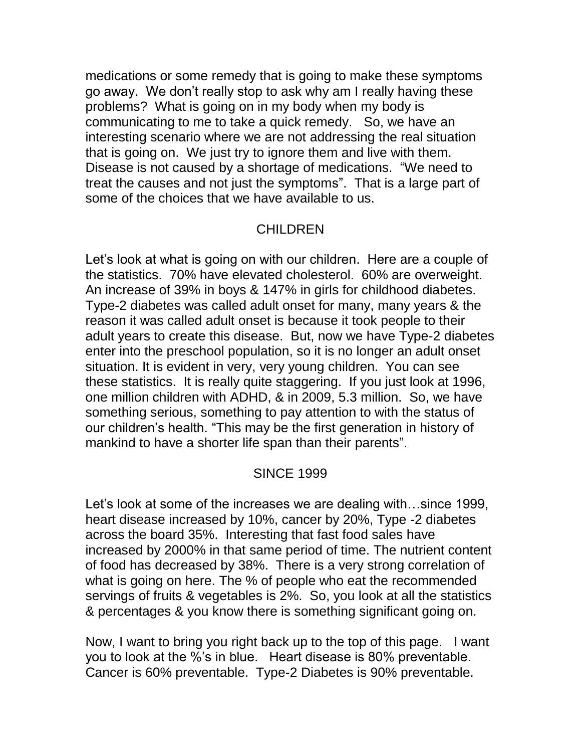medications or some remedy that is going to make these symptoms go away. We don't really stop to ask why am I really having these problems? What is going on in my body when my body is communicating to me to take a quick remedy. So, we have an interesting scenario where we are not addressing the real situation that is going on. We just try to ignore them and live with them. Disease is not caused by a shortage of medications. "We need to treat the causes and not just the symptoms". That is a large part of some of the choices that we have available to us.

## CHILDREN

Let's look at what is going on with our children. Here are a couple of the statistics. 70% have elevated cholesterol. 60% are overweight. An increase of 39% in boys & 147% in girls for childhood diabetes. Type-2 diabetes was called adult onset for many, many years & the reason it was called adult onset is because it took people to their adult years to create this disease. But, now we have Type-2 diabetes enter into the preschool population, so it is no longer an adult onset situation. It is evident in very, very young children. You can see these statistics. It is really quite staggering. If you just look at 1996, one million children with ADHD, & in 2009, 5.3 million. So, we have something serious, something to pay attention to with the status of our children's health. "This may be the first generation in history of mankind to have a shorter life span than their parents".

## SINCE 1999

Let's look at some of the increases we are dealing with…since 1999, heart disease increased by 10%, cancer by 20%, Type -2 diabetes across the board 35%. Interesting that fast food sales have increased by 2000% in that same period of time. The nutrient content of food has decreased by 38%. There is a very strong correlation of what is going on here. The % of people who eat the recommended servings of fruits & vegetables is 2%. So, you look at all the statistics & percentages & you know there is something significant going on.

Now, I want to bring you right back up to the top of this page. I want you to look at the %'s in blue. Heart disease is 80% preventable. Cancer is 60% preventable. Type-2 Diabetes is 90% preventable.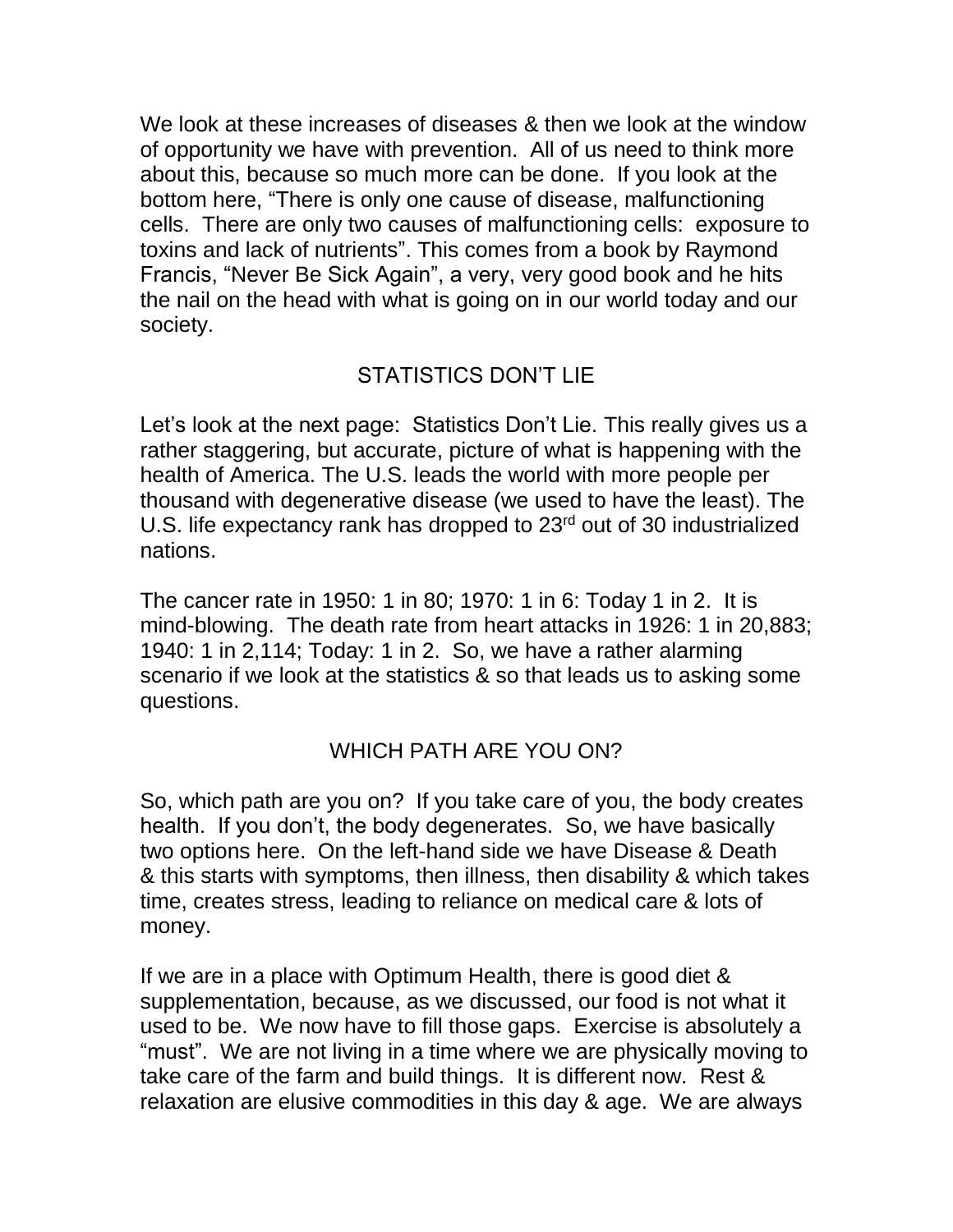We look at these increases of diseases & then we look at the window of opportunity we have with prevention. All of us need to think more about this, because so much more can be done. If you look at the bottom here, "There is only one cause of disease, malfunctioning cells. There are only two causes of malfunctioning cells: exposure to toxins and lack of nutrients". This comes from a book by Raymond Francis, "Never Be Sick Again", a very, very good book and he hits the nail on the head with what is going on in our world today and our society.

## STATISTICS DON'T LIE

Let's look at the next page: Statistics Don't Lie. This really gives us a rather staggering, but accurate, picture of what is happening with the health of America. The U.S. leads the world with more people per thousand with degenerative disease (we used to have the least). The U.S. life expectancy rank has dropped to 23rd out of 30 industrialized nations.

The cancer rate in 1950: 1 in 80; 1970: 1 in 6: Today 1 in 2. It is mind-blowing. The death rate from heart attacks in 1926: 1 in 20,883; 1940: 1 in 2,114; Today: 1 in 2. So, we have a rather alarming scenario if we look at the statistics & so that leads us to asking some questions.

## WHICH PATH ARE YOU ON?

So, which path are you on? If you take care of you, the body creates health. If you don't, the body degenerates. So, we have basically two options here. On the left-hand side we have Disease & Death & this starts with symptoms, then illness, then disability & which takes time, creates stress, leading to reliance on medical care & lots of money.

If we are in a place with Optimum Health, there is good diet & supplementation, because, as we discussed, our food is not what it used to be. We now have to fill those gaps. Exercise is absolutely a "must". We are not living in a time where we are physically moving to take care of the farm and build things. It is different now. Rest & relaxation are elusive commodities in this day & age. We are always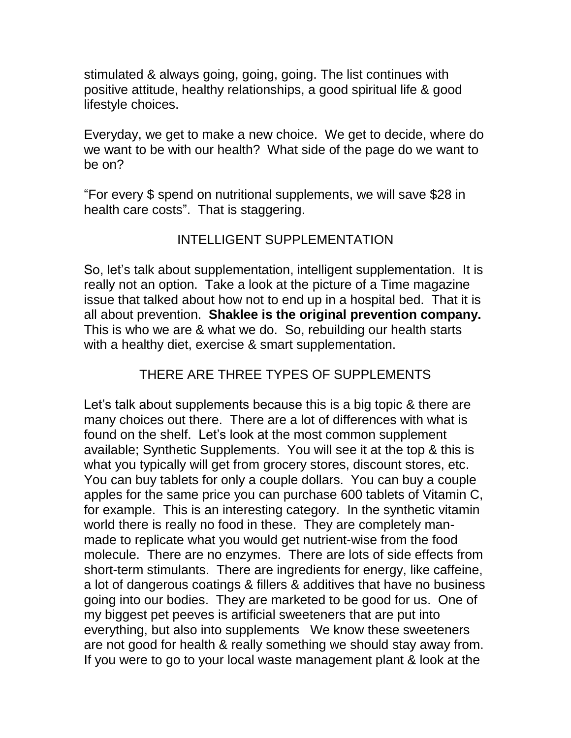stimulated & always going, going, going. The list continues with positive attitude, healthy relationships, a good spiritual life & good lifestyle choices.

Everyday, we get to make a new choice. We get to decide, where do we want to be with our health? What side of the page do we want to be on?

"For every $ spend on nutritional supplements, we will save $28 in health care costs". That is staggering.

## INTELLIGENT SUPPLEMENTATION

So, let's talk about supplementation, intelligent supplementation. It is really not an option. Take a look at the picture of a Time magazine issue that talked about how not to end up in a hospital bed. That it is all about prevention. **Shaklee is the original prevention company.** This is who we are & what we do. So, rebuilding our health starts with a healthy diet, exercise & smart supplementation.

## THERE ARE THREE TYPES OF SUPPLEMENTS

Let's talk about supplements because this is a big topic & there are many choices out there. There are a lot of differences with what is found on the shelf. Let's look at the most common supplement available; Synthetic Supplements. You will see it at the top & this is what you typically will get from grocery stores, discount stores, etc. You can buy tablets for only a couple dollars. You can buy a couple apples for the same price you can purchase 600 tablets of Vitamin C, for example. This is an interesting category. In the synthetic vitamin world there is really no food in these. They are completely man-made to replicate what you would get nutrient-wise from the food molecule. There are no enzymes. There are lots of side effects from short-term stimulants. There are ingredients for energy, like caffeine, a lot of dangerous coatings & fillers & additives that have no business going into our bodies. They are marketed to be good for us. One of my biggest pet peeves is artificial sweeteners that are put into everything, but also into supplements We know these sweeteners are not good for health & really something we should stay away from. If you were to go to your local waste management plant & look at the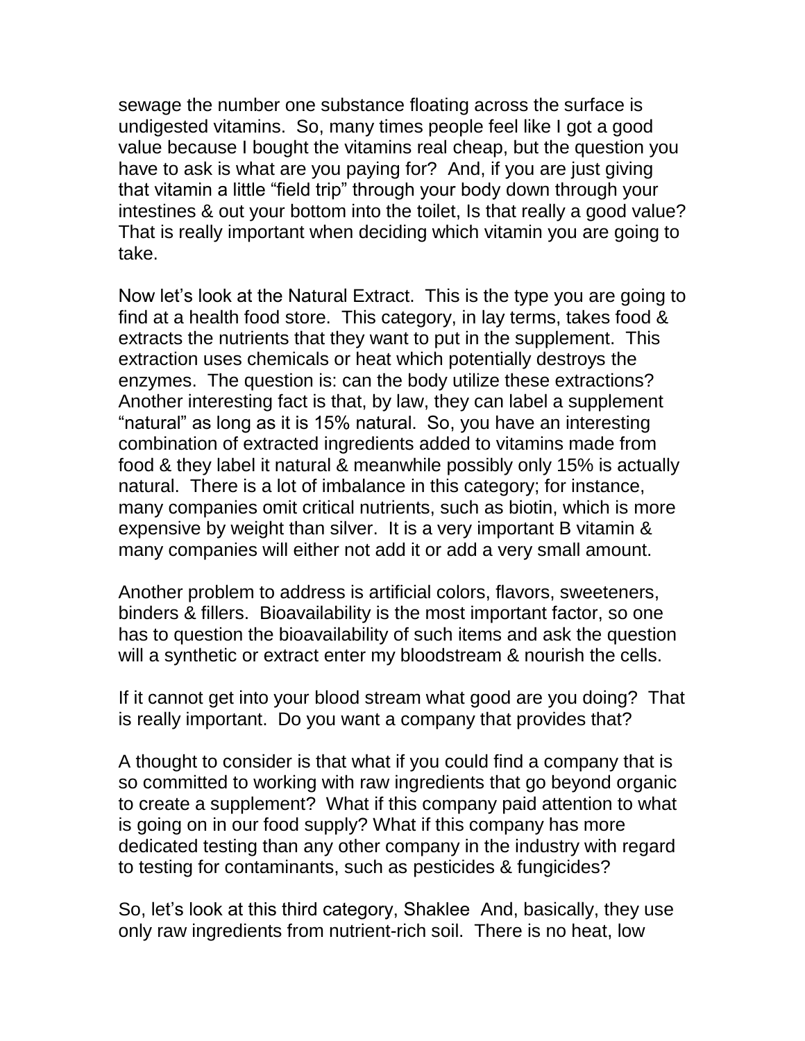sewage the number one substance floating across the surface is undigested vitamins. So, many times people feel like I got a good value because I bought the vitamins real cheap, but the question you have to ask is what are you paying for? And, if you are just giving that vitamin a little "field trip" through your body down through your intestines & out your bottom into the toilet, Is that really a good value? That is really important when deciding which vitamin you are going to take.

Now let's look at the Natural Extract. This is the type you are going to find at a health food store. This category, in lay terms, takes food & extracts the nutrients that they want to put in the supplement. This extraction uses chemicals or heat which potentially destroys the enzymes. The question is: can the body utilize these extractions? Another interesting fact is that, by law, they can label a supplement "natural" as long as it is 15% natural. So, you have an interesting combination of extracted ingredients added to vitamins made from food & they label it natural & meanwhile possibly only 15% is actually natural. There is a lot of imbalance in this category; for instance, many companies omit critical nutrients, such as biotin, which is more expensive by weight than silver. It is a very important B vitamin & many companies will either not add it or add a very small amount.

Another problem to address is artificial colors, flavors, sweeteners, binders & fillers. Bioavailability is the most important factor, so one has to question the bioavailability of such items and ask the question will a synthetic or extract enter my bloodstream & nourish the cells.

If it cannot get into your blood stream what good are you doing? That is really important. Do you want a company that provides that?

A thought to consider is that what if you could find a company that is so committed to working with raw ingredients that go beyond organic to create a supplement? What if this company paid attention to what is going on in our food supply? What if this company has more dedicated testing than any other company in the industry with regard to testing for contaminants, such as pesticides & fungicides?

So, let's look at this third category, Shaklee And, basically, they use only raw ingredients from nutrient-rich soil. There is no heat, low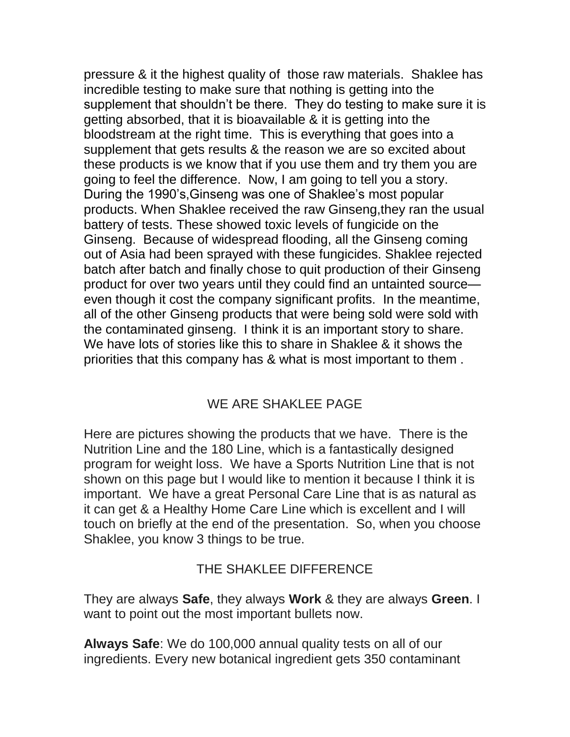pressure & it the highest quality of those raw materials. Shaklee has incredible testing to make sure that nothing is getting into the supplement that shouldn't be there. They do testing to make sure it is getting absorbed, that it is bioavailable & it is getting into the bloodstream at the right time. This is everything that goes into a supplement that gets results & the reason we are so excited about these products is we know that if you use them and try them you are going to feel the difference. Now, I am going to tell you a story. During the 1990's,Ginseng was one of Shaklee's most popular products. When Shaklee received the raw Ginseng,they ran the usual battery of tests. These showed toxic levels of fungicide on the Ginseng. Because of widespread flooding, all the Ginseng coming out of Asia had been sprayed with these fungicides. Shaklee rejected batch after batch and finally chose to quit production of their Ginseng product for over two years until they could find an untainted source—even though it cost the company significant profits. In the meantime, all of the other Ginseng products that were being sold were sold with the contaminated ginseng. I think it is an important story to share. We have lots of stories like this to share in Shaklee & it shows the priorities that this company has & what is most important to them .

## WE ARE SHAKLEE PAGE

Here are pictures showing the products that we have. There is the Nutrition Line and the 180 Line, which is a fantastically designed program for weight loss. We have a Sports Nutrition Line that is not shown on this page but I would like to mention it because I think it is important. We have a great Personal Care Line that is as natural as it can get & a Healthy Home Care Line which is excellent and I will touch on briefly at the end of the presentation. So, when you choose Shaklee, you know 3 things to be true.

## THE SHAKLEE DIFFERENCE

They are always **Safe**, they always **Work** & they are always **Green**. I want to point out the most important bullets now.

**Always Safe**: We do 100,000 annual quality tests on all of our ingredients. Every new botanical ingredient gets 350 contaminant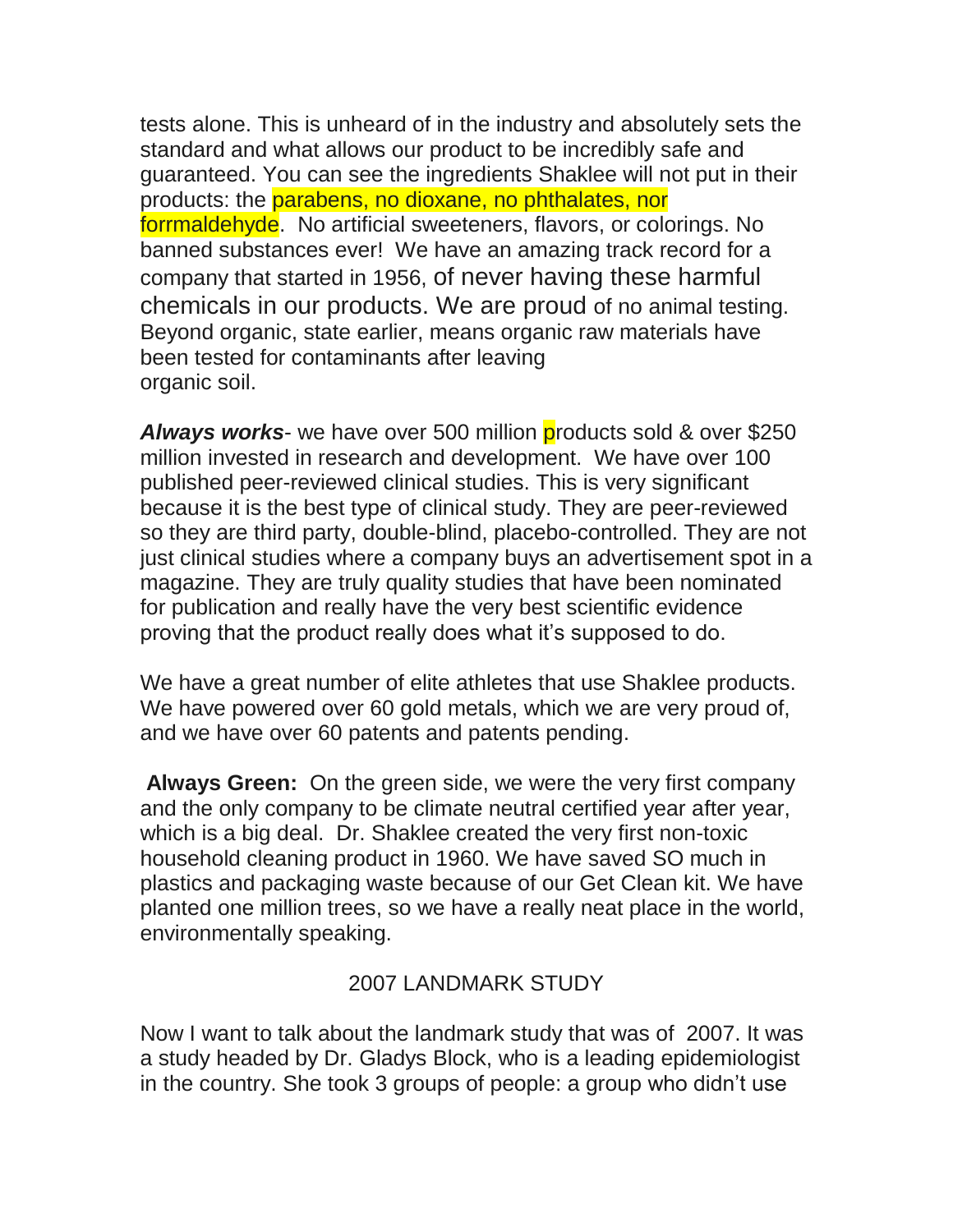tests alone. This is unheard of in the industry and absolutely sets the standard and what allows our product to be incredibly safe and guaranteed. You can see the ingredients Shaklee will not put in their products: the parabens, no dioxane, no phthalates, nor forrmaldehyde. No artificial sweeteners, flavors, or colorings. No banned substances ever! We have an amazing track record for a company that started in 1956, of never having these harmful chemicals in our products. We are proud of no animal testing. Beyond organic, state earlier, means organic raw materials have been tested for contaminants after leaving organic soil.

***Always works***- we have over 500 million products sold & over $250 million invested in research and development. We have over 100 published peer-reviewed clinical studies. This is very significant because it is the best type of clinical study. They are peer-reviewed so they are third party, double-blind, placebo-controlled. They are not just clinical studies where a company buys an advertisement spot in a magazine. They are truly quality studies that have been nominated for publication and really have the very best scientific evidence proving that the product really does what it's supposed to do.

We have a great number of elite athletes that use Shaklee products. We have powered over 60 gold metals, which we are very proud of, and we have over 60 patents and patents pending.

**Always Green:** On the green side, we were the very first company and the only company to be climate neutral certified year after year, which is a big deal. Dr. Shaklee created the very first non-toxic household cleaning product in 1960. We have saved SO much in plastics and packaging waste because of our Get Clean kit. We have planted one million trees, so we have a really neat place in the world, environmentally speaking.

## 2007 LANDMARK STUDY

Now I want to talk about the landmark study that was of 2007. It was a study headed by Dr. Gladys Block, who is a leading epidemiologist in the country. She took 3 groups of people: a group who didn't use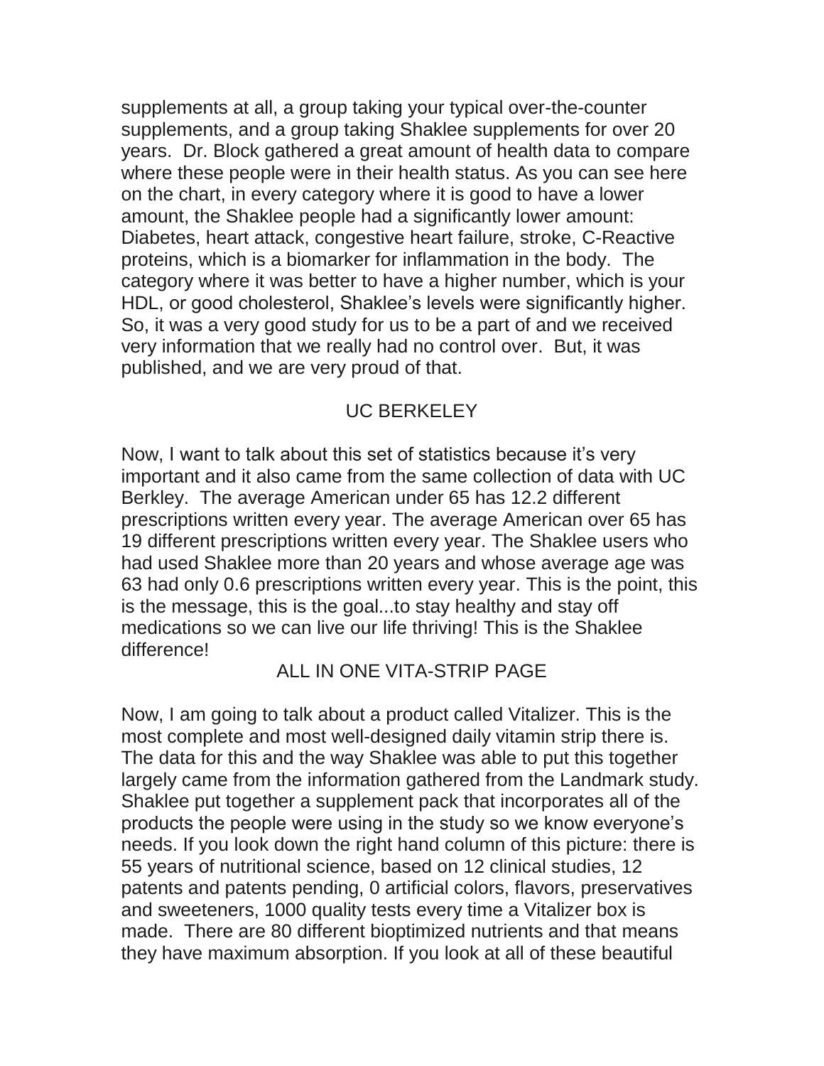supplements at all, a group taking your typical over-the-counter supplements, and a group taking Shaklee supplements for over 20 years. Dr. Block gathered a great amount of health data to compare where these people were in their health status. As you can see here on the chart, in every category where it is good to have a lower amount, the Shaklee people had a significantly lower amount: Diabetes, heart attack, congestive heart failure, stroke, C-Reactive proteins, which is a biomarker for inflammation in the body. The category where it was better to have a higher number, which is your HDL, or good cholesterol, Shaklee's levels were significantly higher. So, it was a very good study for us to be a part of and we received very information that we really had no control over. But, it was published, and we are very proud of that.

## UC BERKELEY

Now, I want to talk about this set of statistics because it's very important and it also came from the same collection of data with UC Berkley. The average American under 65 has 12.2 different prescriptions written every year. The average American over 65 has 19 different prescriptions written every year. The Shaklee users who had used Shaklee more than 20 years and whose average age was 63 had only 0.6 prescriptions written every year. This is the point, this is the message, this is the goal...to stay healthy and stay off medications so we can live our life thriving! This is the Shaklee difference!

## ALL IN ONE VITA-STRIP PAGE

Now, I am going to talk about a product called Vitalizer. This is the most complete and most well-designed daily vitamin strip there is. The data for this and the way Shaklee was able to put this together largely came from the information gathered from the Landmark study. Shaklee put together a supplement pack that incorporates all of the products the people were using in the study so we know everyone's needs. If you look down the right hand column of this picture: there is 55 years of nutritional science, based on 12 clinical studies, 12 patents and patents pending, 0 artificial colors, flavors, preservatives and sweeteners, 1000 quality tests every time a Vitalizer box is made. There are 80 different bioptimized nutrients and that means they have maximum absorption. If you look at all of these beautiful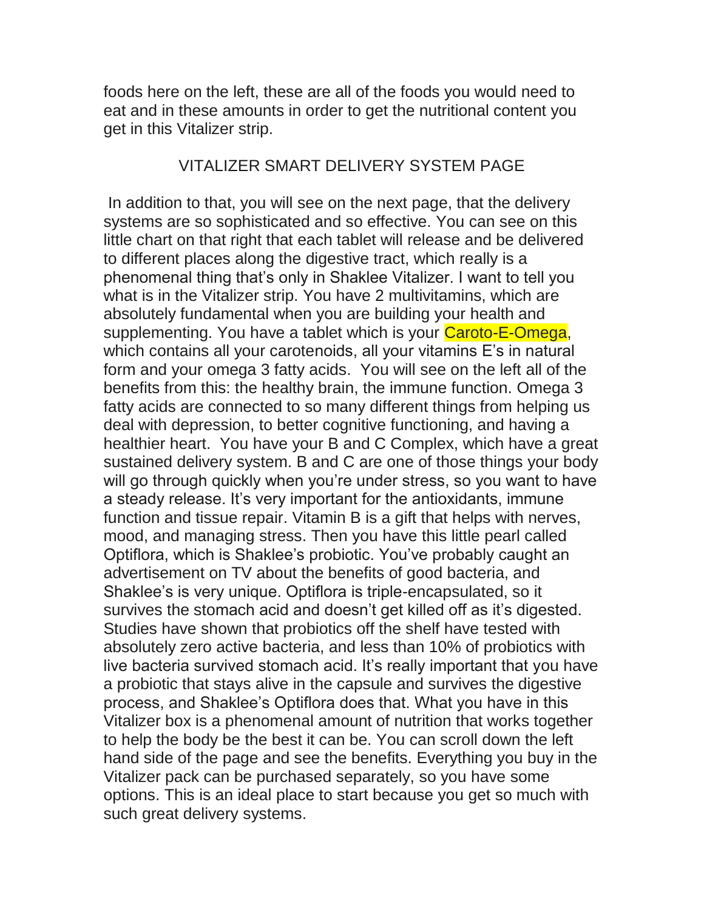foods here on the left, these are all of the foods you would need to eat and in these amounts in order to get the nutritional content you get in this Vitalizer strip.

## VITALIZER SMART DELIVERY SYSTEM PAGE

In addition to that, you will see on the next page, that the delivery systems are so sophisticated and so effective. You can see on this little chart on that right that each tablet will release and be delivered to different places along the digestive tract, which really is a phenomenal thing that's only in Shaklee Vitalizer. I want to tell you what is in the Vitalizer strip. You have 2 multivitamins, which are absolutely fundamental when you are building your health and supplementing. You have a tablet which is your Caroto-E-Omega, which contains all your carotenoids, all your vitamins E's in natural form and your omega 3 fatty acids. You will see on the left all of the benefits from this: the healthy brain, the immune function. Omega 3 fatty acids are connected to so many different things from helping us deal with depression, to better cognitive functioning, and having a healthier heart. You have your B and C Complex, which have a great sustained delivery system. B and C are one of those things your body will go through quickly when you're under stress, so you want to have a steady release. It's very important for the antioxidants, immune function and tissue repair. Vitamin B is a gift that helps with nerves, mood, and managing stress. Then you have this little pearl called Optiflora, which is Shaklee's probiotic. You've probably caught an advertisement on TV about the benefits of good bacteria, and Shaklee's is very unique. Optiflora is triple-encapsulated, so it survives the stomach acid and doesn't get killed off as it's digested. Studies have shown that probiotics off the shelf have tested with absolutely zero active bacteria, and less than 10% of probiotics with live bacteria survived stomach acid. It's really important that you have a probiotic that stays alive in the capsule and survives the digestive process, and Shaklee's Optiflora does that. What you have in this Vitalizer box is a phenomenal amount of nutrition that works together to help the body be the best it can be. You can scroll down the left hand side of the page and see the benefits. Everything you buy in the Vitalizer pack can be purchased separately, so you have some options. This is an ideal place to start because you get so much with such great delivery systems.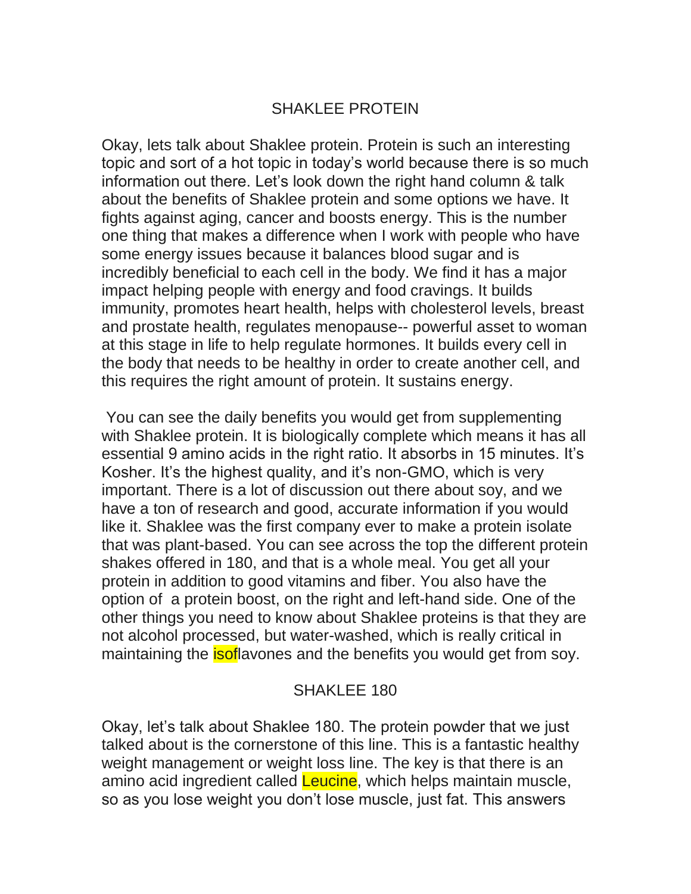## SHAKLEE PROTEIN

Okay, lets talk about Shaklee protein. Protein is such an interesting topic and sort of a hot topic in today's world because there is so much information out there. Let's look down the right hand column & talk about the benefits of Shaklee protein and some options we have. It fights against aging, cancer and boosts energy. This is the number one thing that makes a difference when I work with people who have some energy issues because it balances blood sugar and is incredibly beneficial to each cell in the body. We find it has a major impact helping people with energy and food cravings. It builds immunity, promotes heart health, helps with cholesterol levels, breast and prostate health, regulates menopause-- powerful asset to woman at this stage in life to help regulate hormones. It builds every cell in the body that needs to be healthy in order to create another cell, and this requires the right amount of protein. It sustains energy.

You can see the daily benefits you would get from supplementing with Shaklee protein. It is biologically complete which means it has all essential 9 amino acids in the right ratio. It absorbs in 15 minutes. It's Kosher. It's the highest quality, and it's non-GMO, which is very important. There is a lot of discussion out there about soy, and we have a ton of research and good, accurate information if you would like it. Shaklee was the first company ever to make a protein isolate that was plant-based. You can see across the top the different protein shakes offered in 180, and that is a whole meal. You get all your protein in addition to good vitamins and fiber. You also have the option of a protein boost, on the right and left-hand side. One of the other things you need to know about Shaklee proteins is that they are not alcohol processed, but water-washed, which is really critical in maintaining the isoflavones and the benefits you would get from soy.

## SHAKLEE 180

Okay, let's talk about Shaklee 180. The protein powder that we just talked about is the cornerstone of this line. This is a fantastic healthy weight management or weight loss line. The key is that there is an amino acid ingredient called Leucine, which helps maintain muscle, so as you lose weight you don't lose muscle, just fat. This answers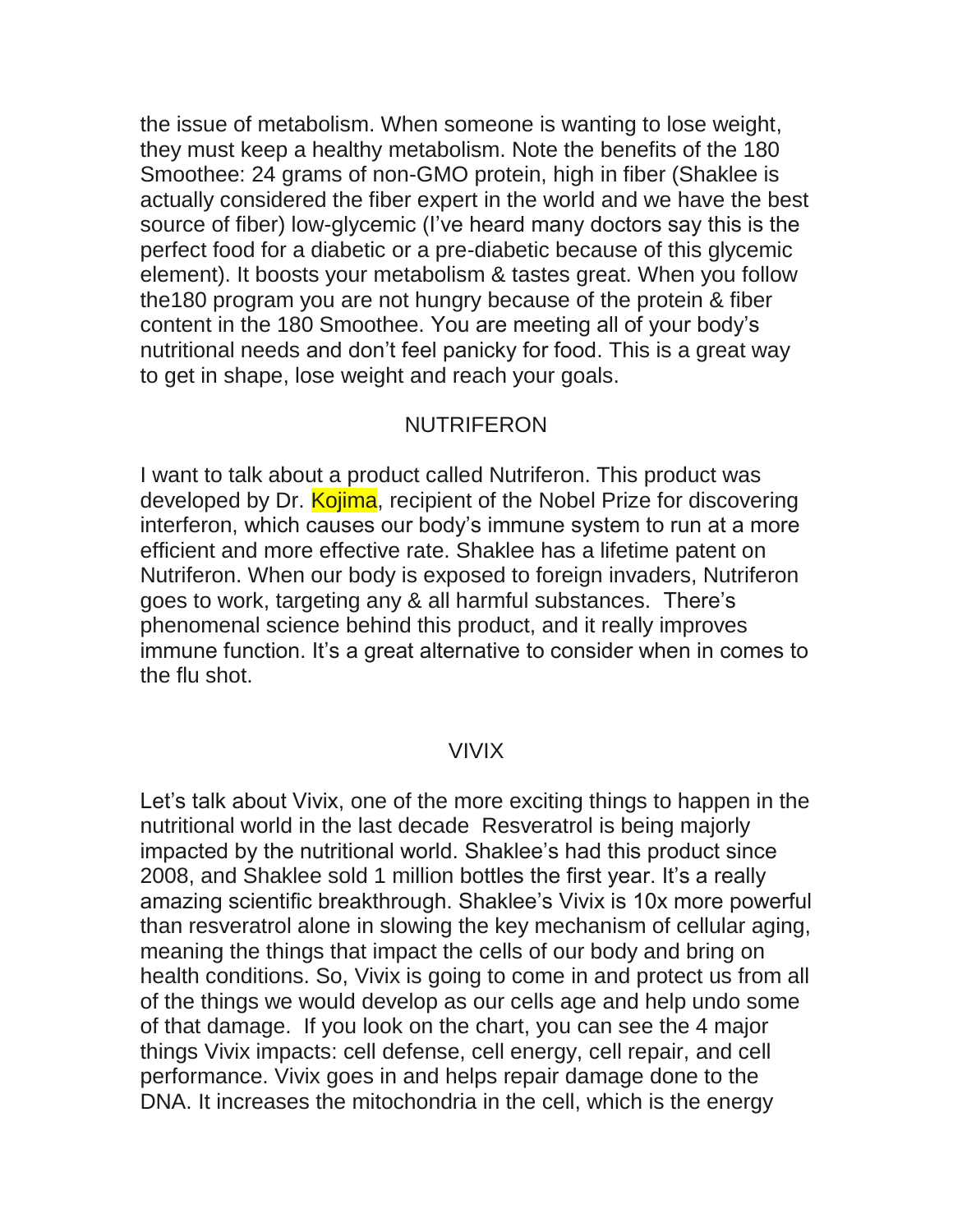the issue of metabolism. When someone is wanting to lose weight, they must keep a healthy metabolism. Note the benefits of the 180 Smoothee: 24 grams of non-GMO protein, high in fiber (Shaklee is actually considered the fiber expert in the world and we have the best source of fiber) low-glycemic (I've heard many doctors say this is the perfect food for a diabetic or a pre-diabetic because of this glycemic element). It boosts your metabolism & tastes great. When you follow the180 program you are not hungry because of the protein & fiber content in the 180 Smoothee. You are meeting all of your body's nutritional needs and don't feel panicky for food. This is a great way to get in shape, lose weight and reach your goals.

## NUTRIFERON

I want to talk about a product called Nutriferon. This product was developed by Dr. Kojima, recipient of the Nobel Prize for discovering interferon, which causes our body's immune system to run at a more efficient and more effective rate. Shaklee has a lifetime patent on Nutriferon. When our body is exposed to foreign invaders, Nutriferon goes to work, targeting any & all harmful substances. There's phenomenal science behind this product, and it really improves immune function. It's a great alternative to consider when in comes to the flu shot.

## VIVIX

Let's talk about Vivix, one of the more exciting things to happen in the nutritional world in the last decade Resveratrol is being majorly impacted by the nutritional world. Shaklee's had this product since 2008, and Shaklee sold 1 million bottles the first year. It's a really amazing scientific breakthrough. Shaklee's Vivix is 10x more powerful than resveratrol alone in slowing the key mechanism of cellular aging, meaning the things that impact the cells of our body and bring on health conditions. So, Vivix is going to come in and protect us from all of the things we would develop as our cells age and help undo some of that damage. If you look on the chart, you can see the 4 major things Vivix impacts: cell defense, cell energy, cell repair, and cell performance. Vivix goes in and helps repair damage done to the DNA. It increases the mitochondria in the cell, which is the energy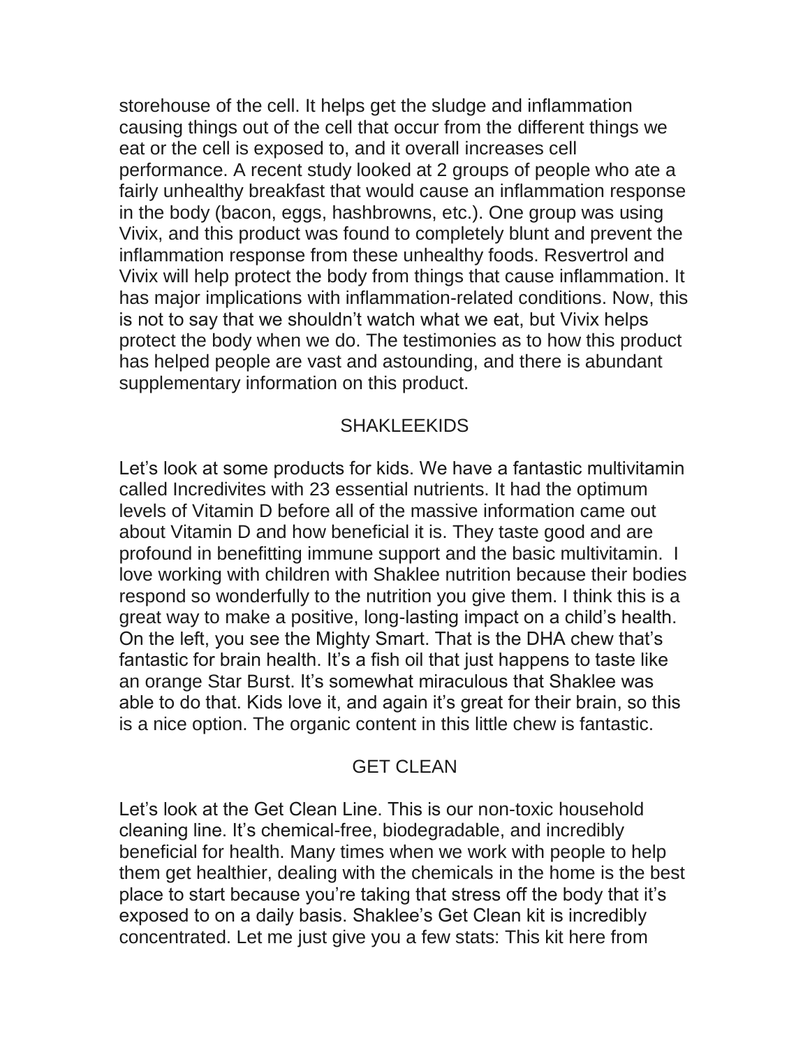storehouse of the cell. It helps get the sludge and inflammation causing things out of the cell that occur from the different things we eat or the cell is exposed to, and it overall increases cell performance. A recent study looked at 2 groups of people who ate a fairly unhealthy breakfast that would cause an inflammation response in the body (bacon, eggs, hashbrowns, etc.). One group was using Vivix, and this product was found to completely blunt and prevent the inflammation response from these unhealthy foods. Resvertrol and Vivix will help protect the body from things that cause inflammation. It has major implications with inflammation-related conditions. Now, this is not to say that we shouldn't watch what we eat, but Vivix helps protect the body when we do. The testimonies as to how this product has helped people are vast and astounding, and there is abundant supplementary information on this product.

## SHAKLEEKIDS

Let's look at some products for kids. We have a fantastic multivitamin called Incredivites with 23 essential nutrients. It had the optimum levels of Vitamin D before all of the massive information came out about Vitamin D and how beneficial it is. They taste good and are profound in benefitting immune support and the basic multivitamin. I love working with children with Shaklee nutrition because their bodies respond so wonderfully to the nutrition you give them. I think this is a great way to make a positive, long-lasting impact on a child's health. On the left, you see the Mighty Smart. That is the DHA chew that's fantastic for brain health. It's a fish oil that just happens to taste like an orange Star Burst. It's somewhat miraculous that Shaklee was able to do that. Kids love it, and again it's great for their brain, so this is a nice option. The organic content in this little chew is fantastic.

## GET CLEAN

Let's look at the Get Clean Line. This is our non-toxic household cleaning line. It's chemical-free, biodegradable, and incredibly beneficial for health. Many times when we work with people to help them get healthier, dealing with the chemicals in the home is the best place to start because you're taking that stress off the body that it's exposed to on a daily basis. Shaklee's Get Clean kit is incredibly concentrated. Let me just give you a few stats: This kit here from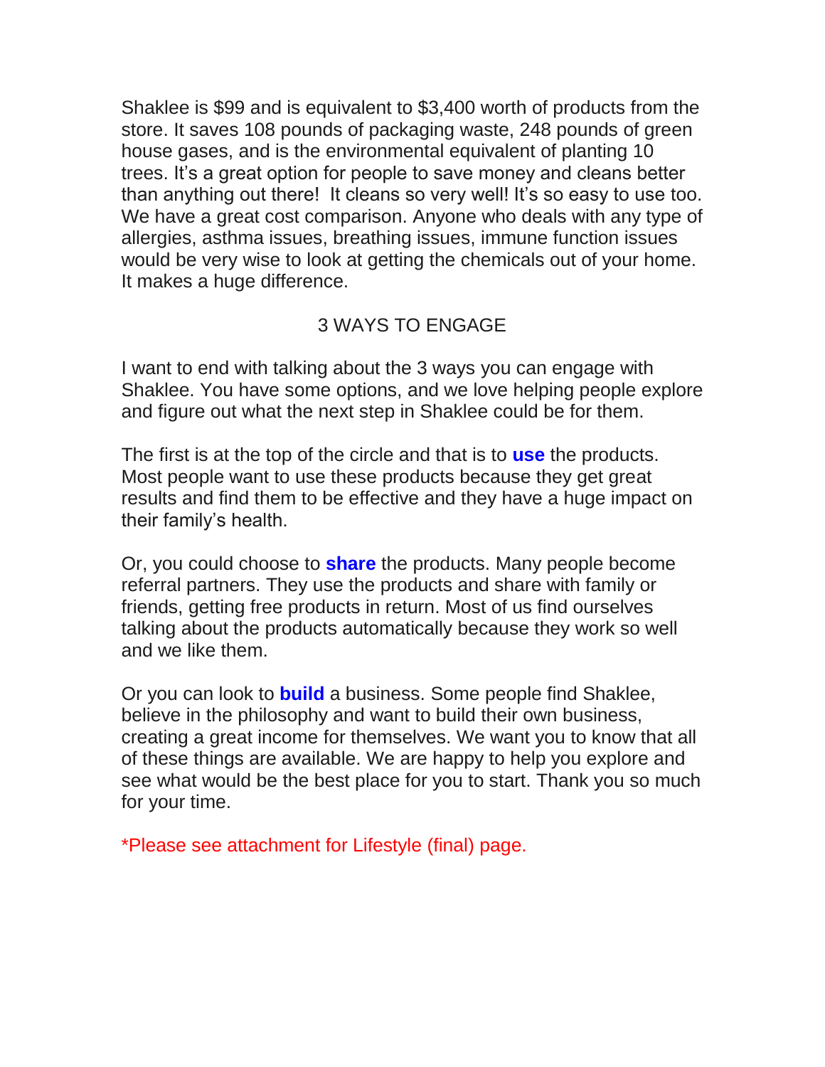Shaklee is $99 and is equivalent to $3,400 worth of products from the store. It saves 108 pounds of packaging waste, 248 pounds of green house gases, and is the environmental equivalent of planting 10 trees. It's a great option for people to save money and cleans better than anything out there! It cleans so very well! It's so easy to use too. We have a great cost comparison. Anyone who deals with any type of allergies, asthma issues, breathing issues, immune function issues would be very wise to look at getting the chemicals out of your home. It makes a huge difference.

## 3 WAYS TO ENGAGE

I want to end with talking about the 3 ways you can engage with Shaklee. You have some options, and we love helping people explore and figure out what the next step in Shaklee could be for them.

The first is at the top of the circle and that is to **use** the products. Most people want to use these products because they get great results and find them to be effective and they have a huge impact on their family's health.

Or, you could choose to **share** the products. Many people become referral partners. They use the products and share with family or friends, getting free products in return. Most of us find ourselves talking about the products automatically because they work so well and we like them.

Or you can look to **build** a business. Some people find Shaklee, believe in the philosophy and want to build their own business, creating a great income for themselves. We want you to know that all of these things are available. We are happy to help you explore and see what would be the best place for you to start. Thank you so much for your time.

*Please see attachment for Lifestyle (final) page.